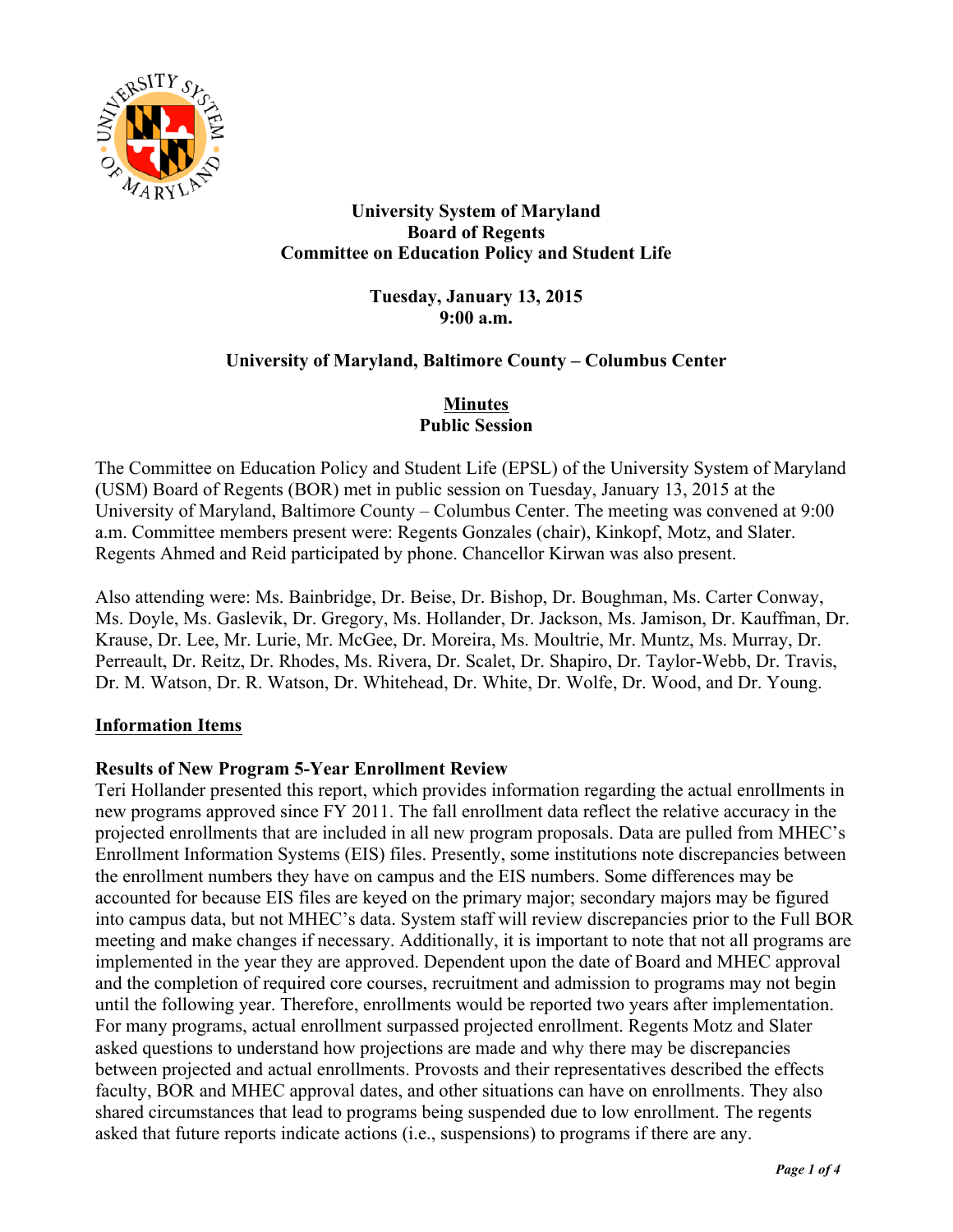**University System of Maryland**
**Board of Regents**
**Committee on Education Policy and Student Life**

**Tuesday, January 13, 2015**
**9:00 a.m.**

**University of Maryland, Baltimore County – Columbus Center**

**Minutes**
**Public Session**

The Committee on Education Policy and Student Life (EPSL) of the University System of Maryland (USM) Board of Regents (BOR) met in public session on Tuesday, January 13, 2015 at the University of Maryland, Baltimore County – Columbus Center. The meeting was convened at 9:00 a.m. Committee members present were: Regents Gonzales (chair), Kinkopf, Motz, and Slater. Regents Ahmed and Reid participated by phone. Chancellor Kirwan was also present.

Also attending were: Ms. Bainbridge, Dr. Beise, Dr. Bishop, Dr. Boughman, Ms. Carter Conway, Ms. Doyle, Ms. Gaslevik, Dr. Gregory, Ms. Hollander, Dr. Jackson, Ms. Jamison, Dr. Kauffman, Dr. Krause, Dr. Lee, Mr. Lurie, Mr. McGee, Dr. Moreira, Ms. Moultrie, Mr. Muntz, Ms. Murray, Dr. Perreault, Dr. Reitz, Dr. Rhodes, Ms. Rivera, Dr. Scalet, Dr. Shapiro, Dr. Taylor-Webb, Dr. Travis, Dr. M. Watson, Dr. R. Watson, Dr. Whitehead, Dr. White, Dr. Wolfe, Dr. Wood, and Dr. Young.

## Information Items

### Results of New Program 5-Year Enrollment Review

Teri Hollander presented this report, which provides information regarding the actual enrollments in new programs approved since FY 2011. The fall enrollment data reflect the relative accuracy in the projected enrollments that are included in all new program proposals. Data are pulled from MHEC's Enrollment Information Systems (EIS) files. Presently, some institutions note discrepancies between the enrollment numbers they have on campus and the EIS numbers. Some differences may be accounted for because EIS files are keyed on the primary major; secondary majors may be figured into campus data, but not MHEC's data. System staff will review discrepancies prior to the Full BOR meeting and make changes if necessary. Additionally, it is important to note that not all programs are implemented in the year they are approved. Dependent upon the date of Board and MHEC approval and the completion of required core courses, recruitment and admission to programs may not begin until the following year. Therefore, enrollments would be reported two years after implementation. For many programs, actual enrollment surpassed projected enrollment. Regents Motz and Slater asked questions to understand how projections are made and why there may be discrepancies between projected and actual enrollments. Provosts and their representatives described the effects faculty, BOR and MHEC approval dates, and other situations can have on enrollments. They also shared circumstances that lead to programs being suspended due to low enrollment. The regents asked that future reports indicate actions (i.e., suspensions) to programs if there are any.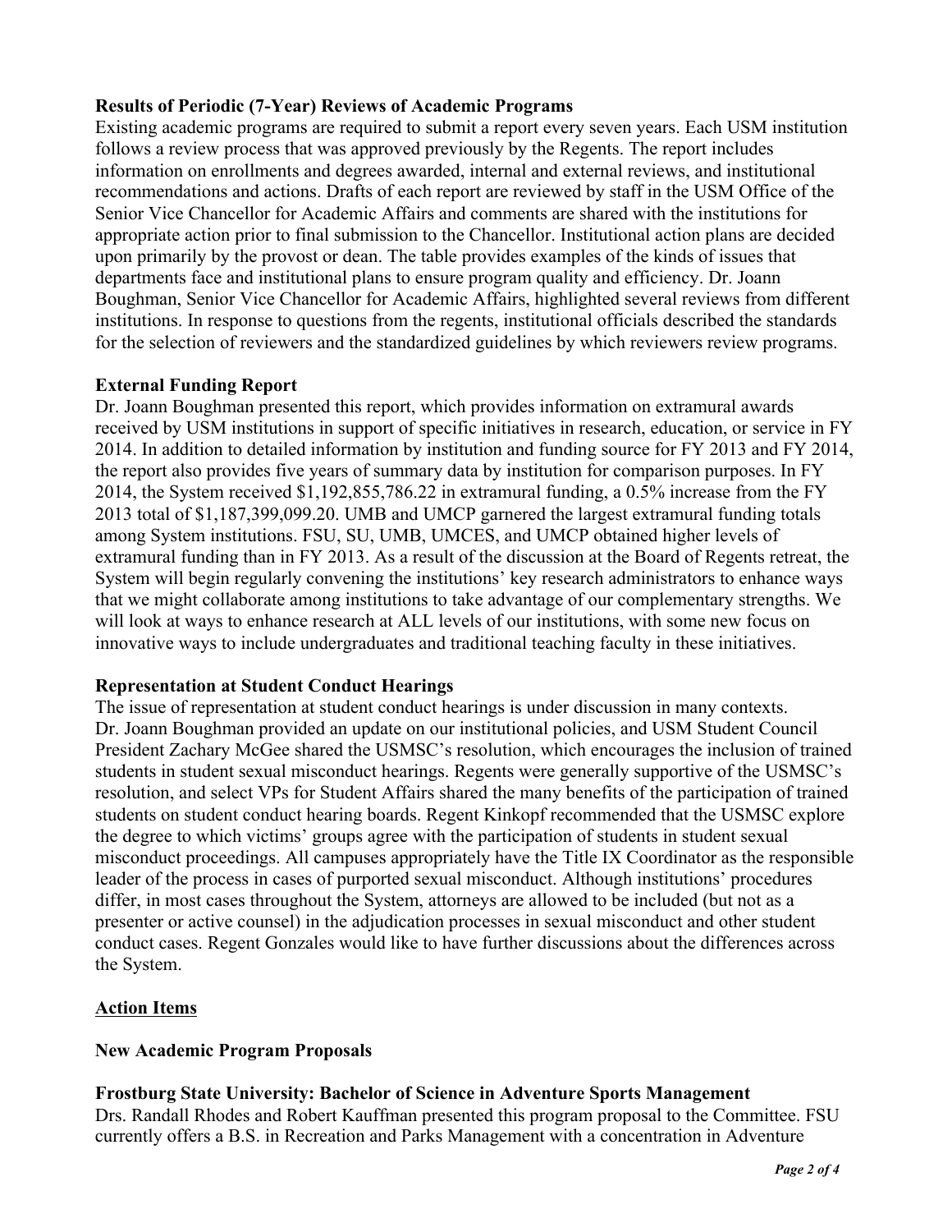**Results of Periodic (7-Year) Reviews of Academic Programs**

Existing academic programs are required to submit a report every seven years. Each USM institution follows a review process that was approved previously by the Regents. The report includes information on enrollments and degrees awarded, internal and external reviews, and institutional recommendations and actions. Drafts of each report are reviewed by staff in the USM Office of the Senior Vice Chancellor for Academic Affairs and comments are shared with the institutions for appropriate action prior to final submission to the Chancellor. Institutional action plans are decided upon primarily by the provost or dean. The table provides examples of the kinds of issues that departments face and institutional plans to ensure program quality and efficiency. Dr. Joann Boughman, Senior Vice Chancellor for Academic Affairs, highlighted several reviews from different institutions. In response to questions from the regents, institutional officials described the standards for the selection of reviewers and the standardized guidelines by which reviewers review programs.

**External Funding Report**

Dr. Joann Boughman presented this report, which provides information on extramural awards received by USM institutions in support of specific initiatives in research, education, or service in FY 2014. In addition to detailed information by institution and funding source for FY 2013 and FY 2014, the report also provides five years of summary data by institution for comparison purposes. In FY 2014, the System received $1,192,855,786.22 in extramural funding, a 0.5% increase from the FY 2013 total of $1,187,399,099.20. UMB and UMCP garnered the largest extramural funding totals among System institutions. FSU, SU, UMB, UMCES, and UMCP obtained higher levels of extramural funding than in FY 2013. As a result of the discussion at the Board of Regents retreat, the System will begin regularly convening the institutions' key research administrators to enhance ways that we might collaborate among institutions to take advantage of our complementary strengths. We will look at ways to enhance research at ALL levels of our institutions, with some new focus on innovative ways to include undergraduates and traditional teaching faculty in these initiatives.

**Representation at Student Conduct Hearings**

The issue of representation at student conduct hearings is under discussion in many contexts. Dr. Joann Boughman provided an update on our institutional policies, and USM Student Council President Zachary McGee shared the USMSC's resolution, which encourages the inclusion of trained students in student sexual misconduct hearings. Regents were generally supportive of the USMSC's resolution, and select VPs for Student Affairs shared the many benefits of the participation of trained students on student conduct hearing boards. Regent Kinkopf recommended that the USMSC explore the degree to which victims' groups agree with the participation of students in student sexual misconduct proceedings. All campuses appropriately have the Title IX Coordinator as the responsible leader of the process in cases of purported sexual misconduct. Although institutions' procedures differ, in most cases throughout the System, attorneys are allowed to be included (but not as a presenter or active counsel) in the adjudication processes in sexual misconduct and other student conduct cases. Regent Gonzales would like to have further discussions about the differences across the System.

**Action Items**

**New Academic Program Proposals**

**Frostburg State University: Bachelor of Science in Adventure Sports Management**

Drs. Randall Rhodes and Robert Kauffman presented this program proposal to the Committee. FSU currently offers a B.S. in Recreation and Parks Management with a concentration in Adventure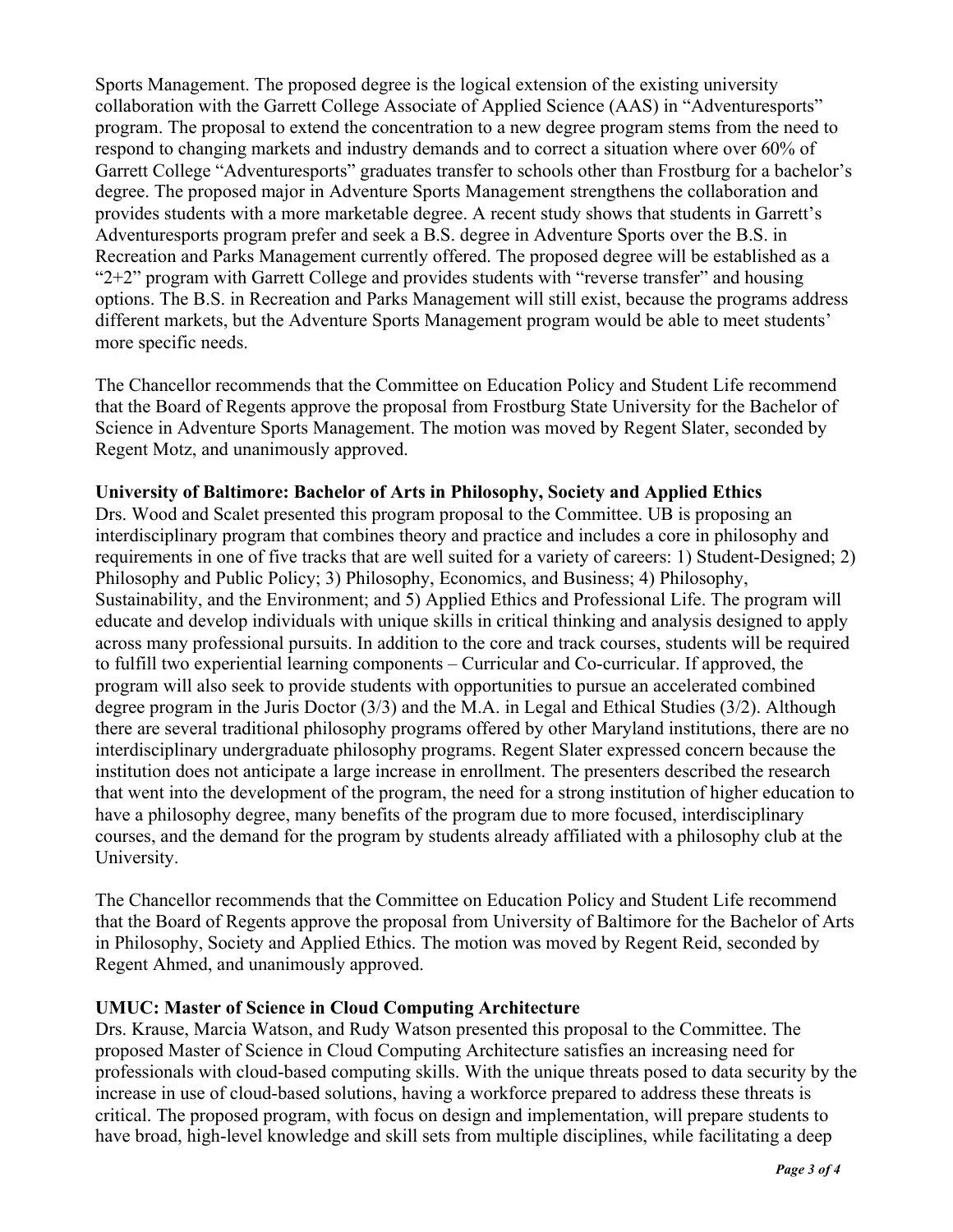Sports Management. The proposed degree is the logical extension of the existing university collaboration with the Garrett College Associate of Applied Science (AAS) in "Adventuresports" program. The proposal to extend the concentration to a new degree program stems from the need to respond to changing markets and industry demands and to correct a situation where over 60% of Garrett College "Adventuresports" graduates transfer to schools other than Frostburg for a bachelor's degree. The proposed major in Adventure Sports Management strengthens the collaboration and provides students with a more marketable degree. A recent study shows that students in Garrett's Adventuresports program prefer and seek a B.S. degree in Adventure Sports over the B.S. in Recreation and Parks Management currently offered. The proposed degree will be established as a "2+2" program with Garrett College and provides students with "reverse transfer" and housing options. The B.S. in Recreation and Parks Management will still exist, because the programs address different markets, but the Adventure Sports Management program would be able to meet students' more specific needs.

The Chancellor recommends that the Committee on Education Policy and Student Life recommend that the Board of Regents approve the proposal from Frostburg State University for the Bachelor of Science in Adventure Sports Management. The motion was moved by Regent Slater, seconded by Regent Motz, and unanimously approved.

**University of Baltimore: Bachelor of Arts in Philosophy, Society and Applied Ethics**

Drs. Wood and Scalet presented this program proposal to the Committee. UB is proposing an interdisciplinary program that combines theory and practice and includes a core in philosophy and requirements in one of five tracks that are well suited for a variety of careers: 1) Student-Designed; 2) Philosophy and Public Policy; 3) Philosophy, Economics, and Business; 4) Philosophy, Sustainability, and the Environment; and 5) Applied Ethics and Professional Life. The program will educate and develop individuals with unique skills in critical thinking and analysis designed to apply across many professional pursuits. In addition to the core and track courses, students will be required to fulfill two experiential learning components – Curricular and Co-curricular. If approved, the program will also seek to provide students with opportunities to pursue an accelerated combined degree program in the Juris Doctor (3/3) and the M.A. in Legal and Ethical Studies (3/2). Although there are several traditional philosophy programs offered by other Maryland institutions, there are no interdisciplinary undergraduate philosophy programs. Regent Slater expressed concern because the institution does not anticipate a large increase in enrollment. The presenters described the research that went into the development of the program, the need for a strong institution of higher education to have a philosophy degree, many benefits of the program due to more focused, interdisciplinary courses, and the demand for the program by students already affiliated with a philosophy club at the University.

The Chancellor recommends that the Committee on Education Policy and Student Life recommend that the Board of Regents approve the proposal from University of Baltimore for the Bachelor of Arts in Philosophy, Society and Applied Ethics. The motion was moved by Regent Reid, seconded by Regent Ahmed, and unanimously approved.

**UMUC: Master of Science in Cloud Computing Architecture**

Drs. Krause, Marcia Watson, and Rudy Watson presented this proposal to the Committee. The proposed Master of Science in Cloud Computing Architecture satisfies an increasing need for professionals with cloud-based computing skills. With the unique threats posed to data security by the increase in use of cloud-based solutions, having a workforce prepared to address these threats is critical. The proposed program, with focus on design and implementation, will prepare students to have broad, high-level knowledge and skill sets from multiple disciplines, while facilitating a deep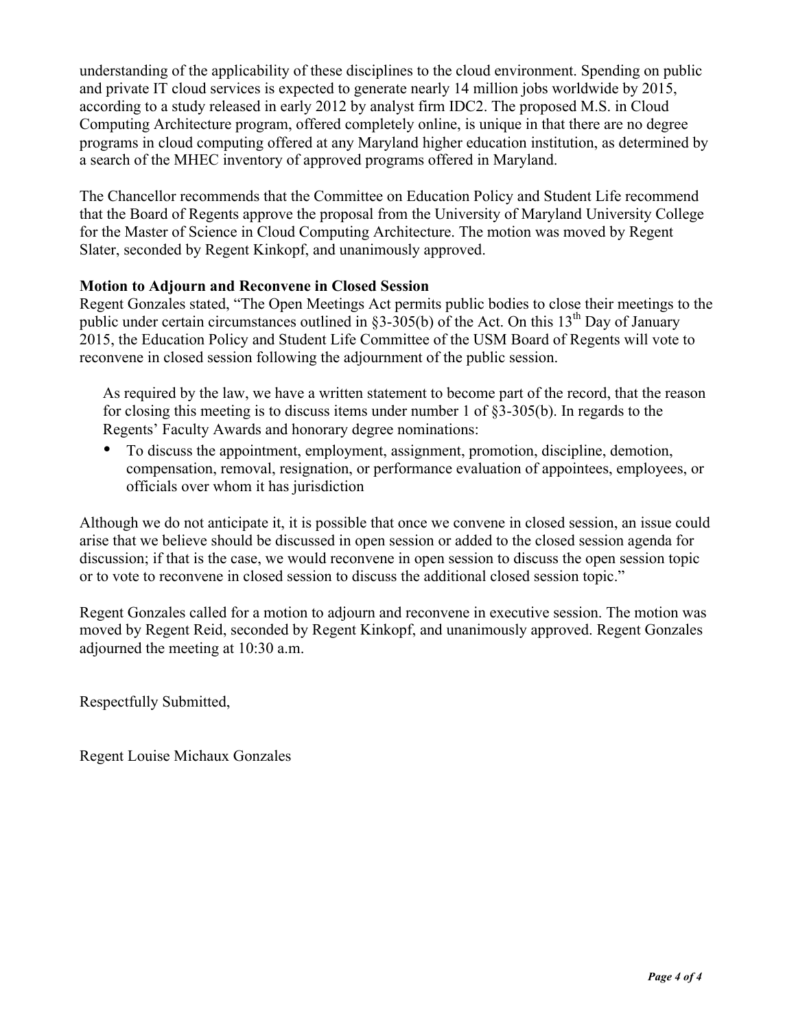understanding of the applicability of these disciplines to the cloud environment. Spending on public and private IT cloud services is expected to generate nearly 14 million jobs worldwide by 2015, according to a study released in early 2012 by analyst firm IDC2. The proposed M.S. in Cloud Computing Architecture program, offered completely online, is unique in that there are no degree programs in cloud computing offered at any Maryland higher education institution, as determined by a search of the MHEC inventory of approved programs offered in Maryland.

The Chancellor recommends that the Committee on Education Policy and Student Life recommend that the Board of Regents approve the proposal from the University of Maryland University College for the Master of Science in Cloud Computing Architecture. The motion was moved by Regent Slater, seconded by Regent Kinkopf, and unanimously approved.

**Motion to Adjourn and Reconvene in Closed Session**

Regent Gonzales stated, "The Open Meetings Act permits public bodies to close their meetings to the public under certain circumstances outlined in §3-305(b) of the Act. On this 13th Day of January 2015, the Education Policy and Student Life Committee of the USM Board of Regents will vote to reconvene in closed session following the adjournment of the public session.

As required by the law, we have a written statement to become part of the record, that the reason for closing this meeting is to discuss items under number 1 of §3-305(b). In regards to the Regents' Faculty Awards and honorary degree nominations:

- To discuss the appointment, employment, assignment, promotion, discipline, demotion, compensation, removal, resignation, or performance evaluation of appointees, employees, or officials over whom it has jurisdiction

Although we do not anticipate it, it is possible that once we convene in closed session, an issue could arise that we believe should be discussed in open session or added to the closed session agenda for discussion; if that is the case, we would reconvene in open session to discuss the open session topic or to vote to reconvene in closed session to discuss the additional closed session topic."

Regent Gonzales called for a motion to adjourn and reconvene in executive session. The motion was moved by Regent Reid, seconded by Regent Kinkopf, and unanimously approved. Regent Gonzales adjourned the meeting at 10:30 a.m.

Respectfully Submitted,

Regent Louise Michaux Gonzales